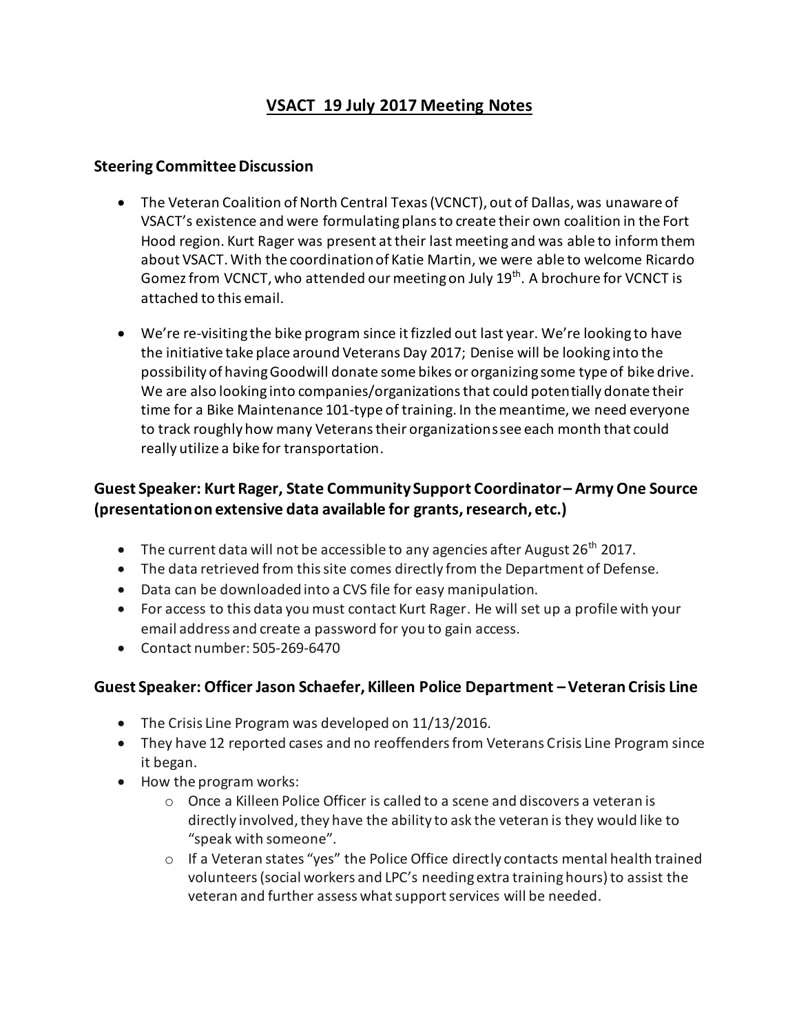# VSACT 19 July 2017 Meeting Notes

## Steering Committee Discussion

- The Veteran Coalition of North Central Texas (VCNCT), out of Dallas, was unaware of VSACT's existence and were formulating plans to create their own coalition in the Fort Hood region. Kurt Rager was present at their last meeting and was able to inform them about VSACT. With the coordination of Katie Martin, we were able to welcome Ricardo Gomez from VCNCT, who attended our meeting on July 19th. A brochure for VCNCT is attached to this email.

- We're re-visiting the bike program since it fizzled out last year. We're looking to have the initiative take place around Veterans Day 2017; Denise will be looking into the possibility of having Goodwill donate some bikes or organizing some type of bike drive. We are also looking into companies/organizations that could potentially donate their time for a Bike Maintenance 101-type of training. In the meantime, we need everyone to track roughly how many Veterans their organizations see each month that could really utilize a bike for transportation.

## Guest Speaker: Kurt Rager, State Community Support Coordinator – Army One Source (presentation on extensive data available for grants, research, etc.)

- The current data will not be accessible to any agencies after August 26th 2017.
- The data retrieved from this site comes directly from the Department of Defense.
- Data can be downloaded into a CVS file for easy manipulation.
- For access to this data you must contact Kurt Rager. He will set up a profile with your email address and create a password for you to gain access.
- Contact number: 505-269-6470

## Guest Speaker: Officer Jason Schaefer, Killeen Police Department – Veteran Crisis Line

- The Crisis Line Program was developed on 11/13/2016.
- They have 12 reported cases and no reoffenders from Veterans Crisis Line Program since it began.
- How the program works:
  - Once a Killeen Police Officer is called to a scene and discovers a veteran is directly involved, they have the ability to ask the veteran is they would like to "speak with someone".
  - If a Veteran states "yes" the Police Office directly contacts mental health trained volunteers (social workers and LPC's needing extra training hours) to assist the veteran and further assess what support services will be needed.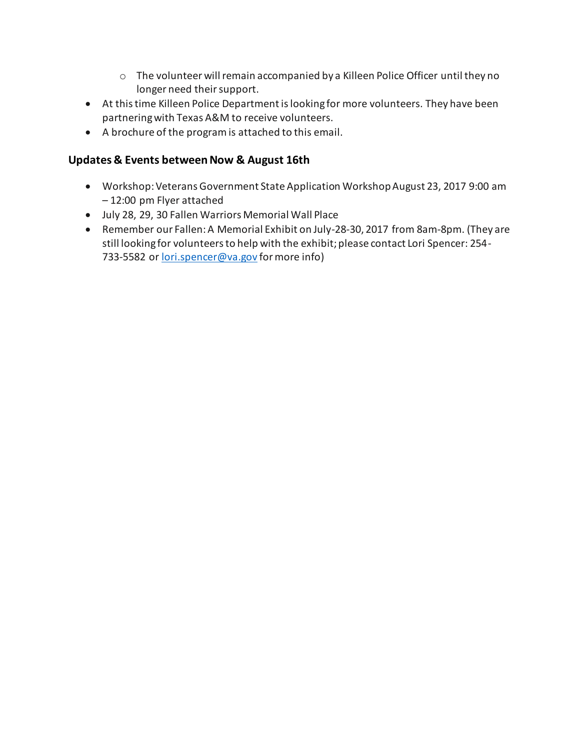- The volunteer will remain accompanied by a Killeen Police Officer until they no longer need their support.
- At this time Killeen Police Department is looking for more volunteers. They have been partnering with Texas A&M to receive volunteers.
- A brochure of the program is attached to this email.

### Updates & Events between Now & August 16th

- Workshop: Veterans Government State Application Workshop August 23, 2017 9:00 am – 12:00 pm Flyer attached
- July 28, 29, 30 Fallen Warriors Memorial Wall Place
- Remember our Fallen: A Memorial Exhibit on July-28-30, 2017 from 8am-8pm. (They are still looking for volunteers to help with the exhibit; please contact Lori Spencer: 254-733-5582 or lori.spencer@va.gov for more info)